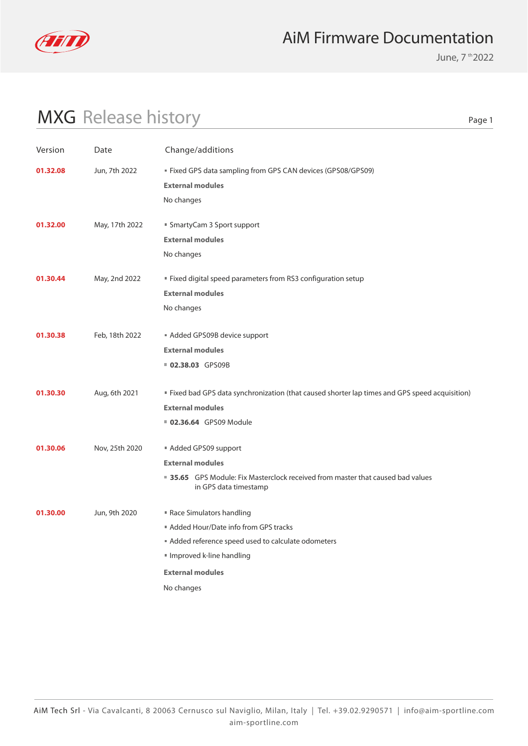# AiM Firmware Documentation

June, 7th 2022

## MXG Release history

| Version | Date | Change/additions |
|---|---|---|
| **01.32.08** | Jun, 7th 2022 | ▪ Fixed GPS data sampling from GPS CAN devices (GPS08/GPS09)<br>**External modules**<br>No changes |
| **01.32.00** | May, 17th 2022 | ▪ SmartyCam 3 Sport support<br>**External modules**<br>No changes |
| **01.30.44** | May, 2nd 2022 | ▪ Fixed digital speed parameters from RS3 configuration setup<br>**External modules**<br>No changes |
| **01.30.38** | Feb, 18th 2022 | ▪ Added GPS09B device support<br>**External modules**<br>▪ **02.38.03** GPS09B |
| **01.30.30** | Aug, 6th 2021 | ▪ Fixed bad GPS data synchronization (that caused shorter lap times and GPS speed acquisition)<br>**External modules**<br>▪ **02.36.64** GPS09 Module |
| **01.30.06** | Nov, 25th 2020 | ▪ Added GPS09 support<br>**External modules**<br>▪ **35.65** GPS Module: Fix Masterclock received from master that caused bad values in GPS data timestamp |
| **01.30.00** | Jun, 9th 2020 | ▪ Race Simulators handling<br>▪ Added Hour/Date info from GPS tracks<br>▪ Added reference speed used to calculate odometers<br>▪ Improved k-line handling<br>**External modules**<br>No changes |

AiM Tech Srl - Via Cavalcanti, 8 20063 Cernusco sul Naviglio, Milan, Italy | Tel. +39.02.9290571 | info@aim-sportline.com
aim-sportline.com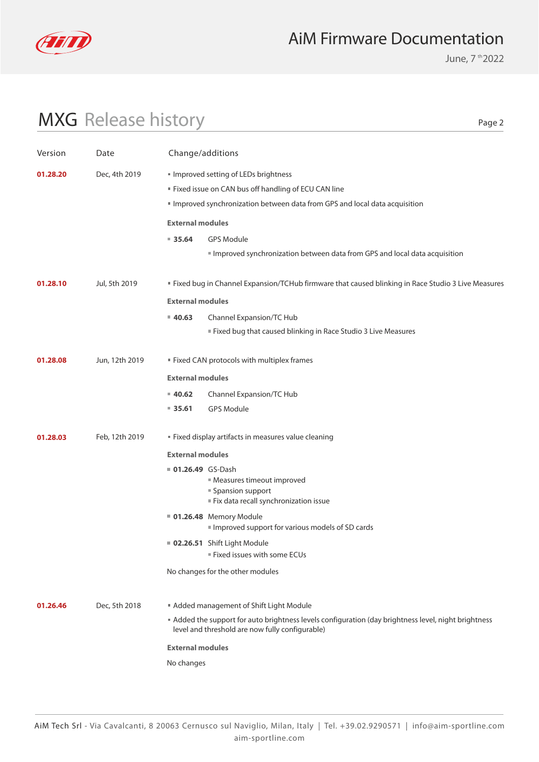# MXG Release history

| Version | Date | Change/additions |
|---|---|---|
| **01.28.20** | Dec, 4th 2019 | ▪ Improved setting of LEDs brightness<br>▪ Fixed issue on CAN bus off handling of ECU CAN line<br>▪ Improved synchronization between data from GPS and local data acquisition<br>**External modules**<br>▪ **35.64** GPS Module<br>  ▪ Improved synchronization between data from GPS and local data acquisition |
| **01.28.10** | Jul, 5th 2019 | ▪ Fixed bug in Channel Expansion/TCHub firmware that caused blinking in Race Studio 3 Live Measures<br>**External modules**<br>▪ **40.63** Channel Expansion/TC Hub<br>  ▪ Fixed bug that caused blinking in Race Studio 3 Live Measures |
| **01.28.08** | Jun, 12th 2019 | ▪ Fixed CAN protocols with multiplex frames<br>**External modules**<br>▪ **40.62** Channel Expansion/TC Hub<br>▪ **35.61** GPS Module |
| **01.28.03** | Feb, 12th 2019 | ▪ Fixed display artifacts in measures value cleaning<br>**External modules**<br>▪ **01.26.49** GS-Dash<br>  ▪ Measures timeout improved<br>  ▪ Spansion support<br>  ▪ Fix data recall synchronization issue<br>▪ **01.26.48** Memory Module<br>  ▪ Improved support for various models of SD cards<br>▪ **02.26.51** Shift Light Module<br>  ▪ Fixed issues with some ECUs<br>No changes for the other modules |
| **01.26.46** | Dec, 5th 2018 | ▪ Added management of Shift Light Module<br>▪ Added the support for auto brightness levels configuration (day brightness level, night brightness level and threshold are now fully configurable)<br>**External modules**<br>No changes |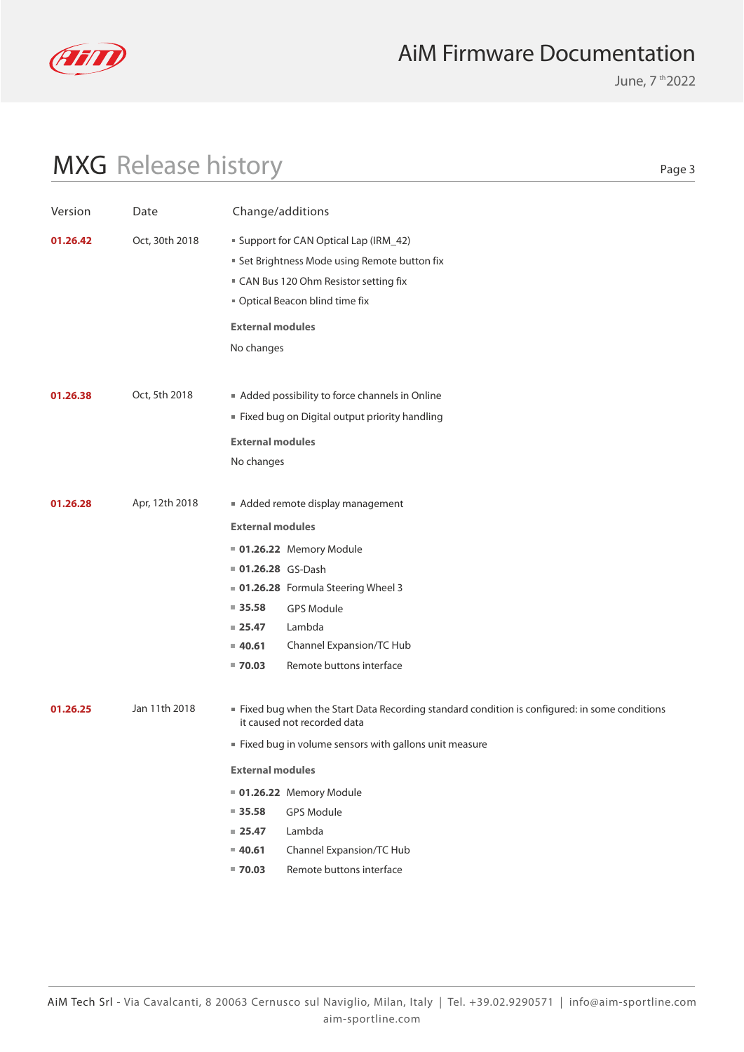## MXG Release history

| Version | Date | Change/additions |
|---|---|---|
| **01.26.42** | Oct, 30th 2018 | ▪ Support for CAN Optical Lap (IRM_42)<br>▪ Set Brightness Mode using Remote button fix<br>▪ CAN Bus 120 Ohm Resistor setting fix<br>▪ Optical Beacon blind time fix<br>**External modules**<br>No changes |
| **01.26.38** | Oct, 5th 2018 | ▪ Added possibility to force channels in Online<br>▪ Fixed bug on Digital output priority handling<br>**External modules**<br>No changes |
| **01.26.28** | Apr, 12th 2018 | ▪ Added remote display management<br>**External modules**<br>▪ **01.26.22** Memory Module<br>▪ **01.26.28** GS-Dash<br>▪ **01.26.28** Formula Steering Wheel 3<br>▪ **35.58** GPS Module<br>▪ **25.47** Lambda<br>▪ **40.61** Channel Expansion/TC Hub<br>▪ **70.03** Remote buttons interface |
| **01.26.25** | Jan 11th 2018 | ▪ Fixed bug when the Start Data Recording standard condition is configured: in some conditions it caused not recorded data<br>▪ Fixed bug in volume sensors with gallons unit measure<br>**External modules**<br>▪ **01.26.22** Memory Module<br>▪ **35.58** GPS Module<br>▪ **25.47** Lambda<br>▪ **40.61** Channel Expansion/TC Hub<br>▪ **70.03** Remote buttons interface |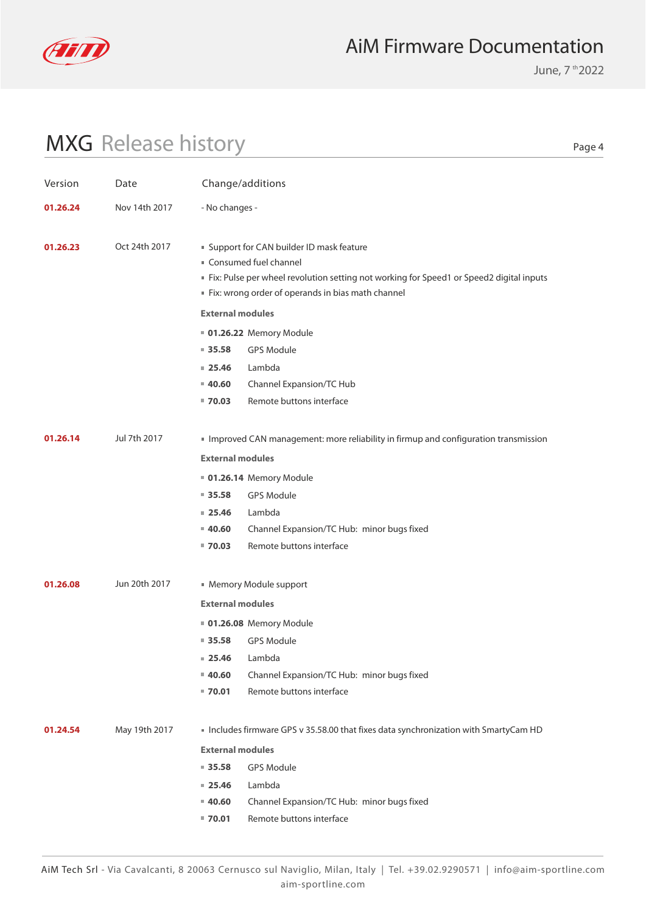# MXG Release history

| Version | Date | Change/additions |
|---|---|---|
| **01.26.24** | Nov 14th 2017 | - No changes - |
| **01.26.23** | Oct 24th 2017 | ▪ Support for CAN builder ID mask feature<br>▪ Consumed fuel channel<br>▪ Fix: Pulse per wheel revolution setting not working for Speed1 or Speed2 digital inputs<br>▪ Fix: wrong order of operands in bias math channel<br>**External modules**<br>▪ **01.26.22** Memory Module<br>▪ **35.58** GPS Module<br>▪ **25.46** Lambda<br>▪ **40.60** Channel Expansion/TC Hub<br>▪ **70.03** Remote buttons interface |
| **01.26.14** | Jul 7th 2017 | ▪ Improved CAN management: more reliability in firmup and configuration transmission<br>**External modules**<br>▪ **01.26.14** Memory Module<br>▪ **35.58** GPS Module<br>▪ **25.46** Lambda<br>▪ **40.60** Channel Expansion/TC Hub: minor bugs fixed<br>▪ **70.03** Remote buttons interface |
| **01.26.08** | Jun 20th 2017 | ▪ Memory Module support<br>**External modules**<br>▪ **01.26.08** Memory Module<br>▪ **35.58** GPS Module<br>▪ **25.46** Lambda<br>▪ **40.60** Channel Expansion/TC Hub: minor bugs fixed<br>▪ **70.01** Remote buttons interface |
| **01.24.54** | May 19th 2017 | ▪ Includes firmware GPS v 35.58.00 that fixes data synchronization with SmartyCam HD<br>**External modules**<br>▪ **35.58** GPS Module<br>▪ **25.46** Lambda<br>▪ **40.60** Channel Expansion/TC Hub: minor bugs fixed<br>▪ **70.01** Remote buttons interface |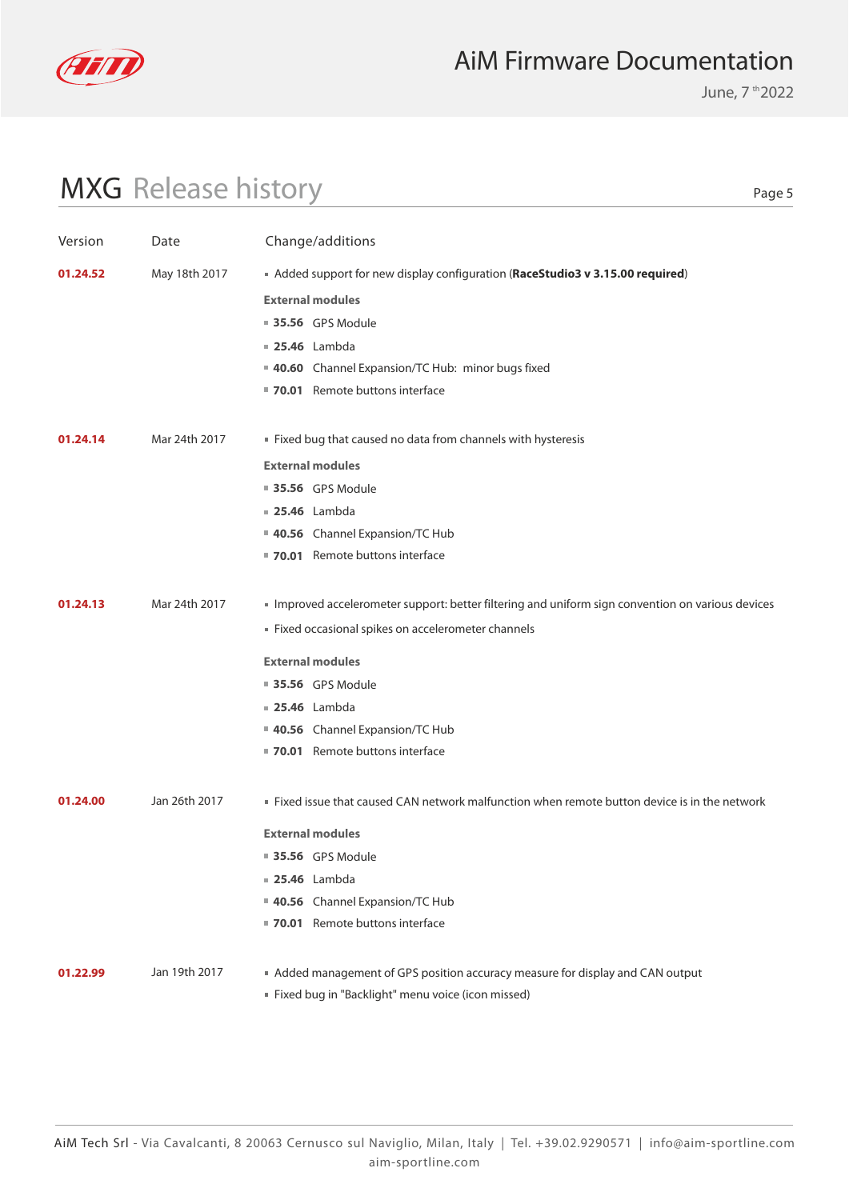## MXG Release history

| Version | Date | Change/additions |
|---|---|---|
| **01.24.52** | May 18th 2017 | ▪ Added support for new display configuration (**RaceStudio3 v 3.15.00 required**)<br>**External modules**<br>▪ **35.56** GPS Module<br>▪ **25.46** Lambda<br>▪ **40.60** Channel Expansion/TC Hub: minor bugs fixed<br>▪ **70.01** Remote buttons interface |
| **01.24.14** | Mar 24th 2017 | ▪ Fixed bug that caused no data from channels with hysteresis<br>**External modules**<br>▪ **35.56** GPS Module<br>▪ **25.46** Lambda<br>▪ **40.56** Channel Expansion/TC Hub<br>▪ **70.01** Remote buttons interface |
| **01.24.13** | Mar 24th 2017 | ▪ Improved accelerometer support: better filtering and uniform sign convention on various devices<br>▪ Fixed occasional spikes on accelerometer channels<br>**External modules**<br>▪ **35.56** GPS Module<br>▪ **25.46** Lambda<br>▪ **40.56** Channel Expansion/TC Hub<br>▪ **70.01** Remote buttons interface |
| **01.24.00** | Jan 26th 2017 | ▪ Fixed issue that caused CAN network malfunction when remote button device is in the network<br>**External modules**<br>▪ **35.56** GPS Module<br>▪ **25.46** Lambda<br>▪ **40.56** Channel Expansion/TC Hub<br>▪ **70.01** Remote buttons interface |
| **01.22.99** | Jan 19th 2017 | ▪ Added management of GPS position accuracy measure for display and CAN output<br>▪ Fixed bug in "Backlight" menu voice (icon missed) |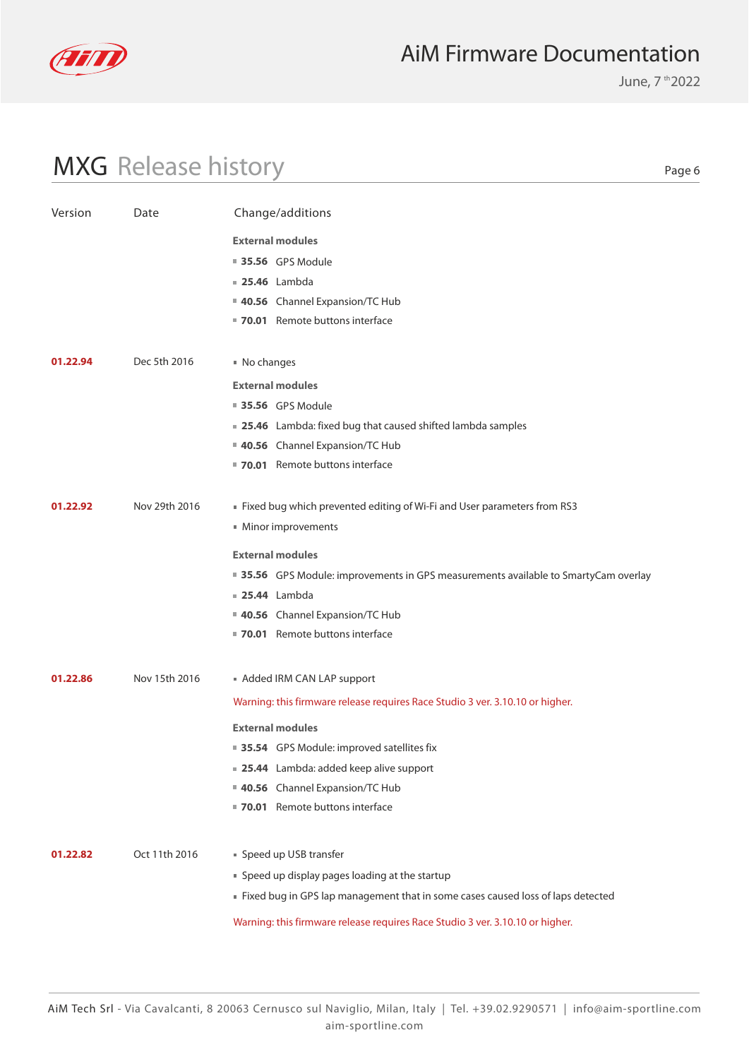## MXG Release history

| Version | Date | Change/additions |
|---|---|---|
| | | **External modules**<br>▪ **35.56** GPS Module<br>▪ **25.46** Lambda<br>▪ **40.56** Channel Expansion/TC Hub<br>▪ **70.01** Remote buttons interface |
| **01.22.94** | Dec 5th 2016 | ▪ No changes<br>**External modules**<br>▪ **35.56** GPS Module<br>▪ **25.46** Lambda: fixed bug that caused shifted lambda samples<br>▪ **40.56** Channel Expansion/TC Hub<br>▪ **70.01** Remote buttons interface |
| **01.22.92** | Nov 29th 2016 | ▪ Fixed bug which prevented editing of Wi-Fi and User parameters from RS3<br>▪ Minor improvements<br>**External modules**<br>▪ **35.56** GPS Module: improvements in GPS measurements available to SmartyCam overlay<br>▪ **25.44** Lambda<br>▪ **40.56** Channel Expansion/TC Hub<br>▪ **70.01** Remote buttons interface |
| **01.22.86** | Nov 15th 2016 | ▪ Added IRM CAN LAP support<br>Warning: this firmware release requires Race Studio 3 ver. 3.10.10 or higher.<br>**External modules**<br>▪ **35.54** GPS Module: improved satellites fix<br>▪ **25.44** Lambda: added keep alive support<br>▪ **40.56** Channel Expansion/TC Hub<br>▪ **70.01** Remote buttons interface |
| **01.22.82** | Oct 11th 2016 | ▪ Speed up USB transfer<br>▪ Speed up display pages loading at the startup<br>▪ Fixed bug in GPS lap management that in some cases caused loss of laps detected<br>Warning: this firmware release requires Race Studio 3 ver. 3.10.10 or higher. |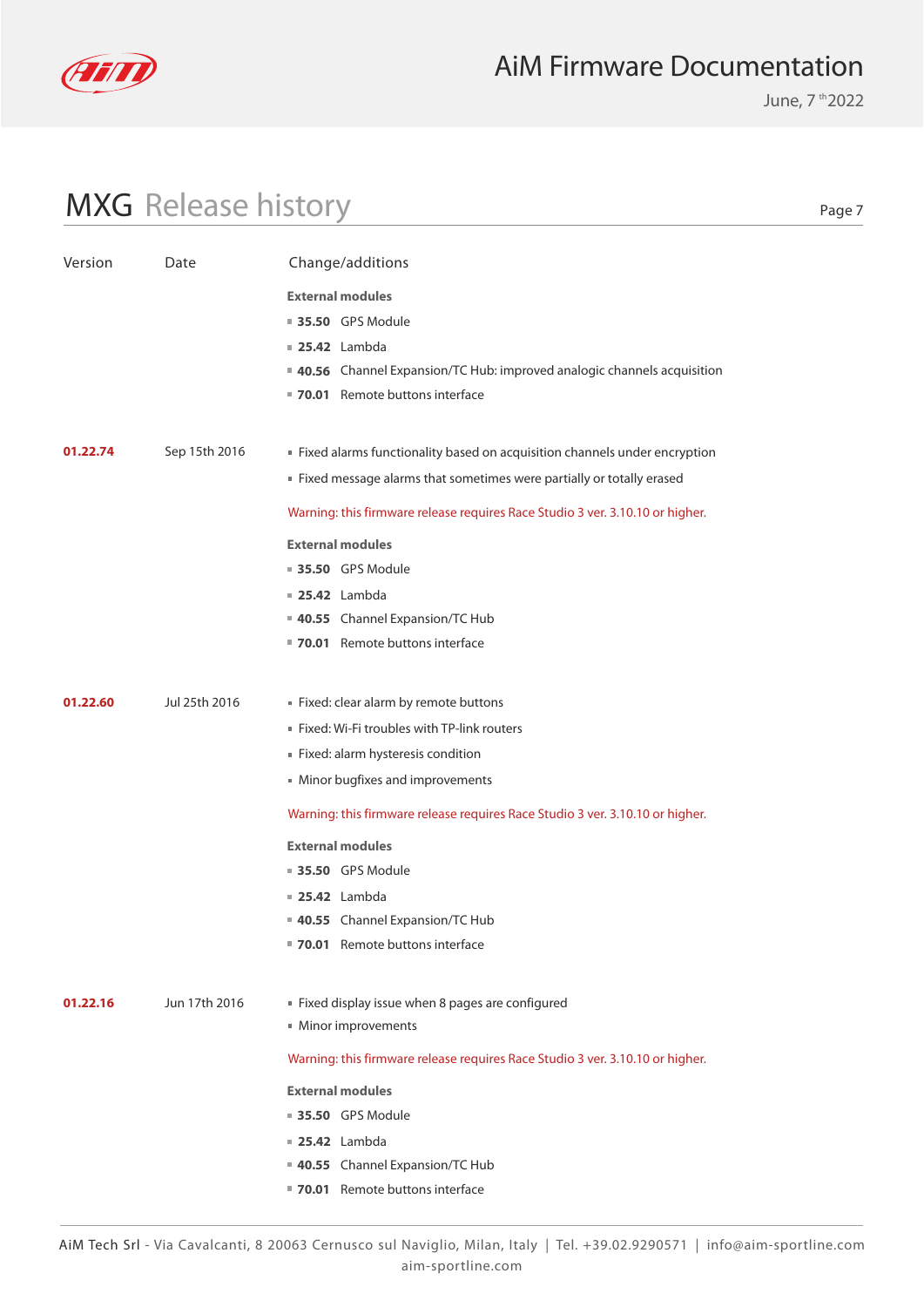## MXG Release history

| Version | Date | Change/additions |
|---|---|---|
| | | **External modules**<br>▪ **35.50** GPS Module<br>▪ **25.42** Lambda<br>▪ **40.56** Channel Expansion/TC Hub: improved analogic channels acquisition<br>▪ **70.01** Remote buttons interface |
| **01.22.74** | Sep 15th 2016 | ▪ Fixed alarms functionality based on acquisition channels under encryption<br>▪ Fixed message alarms that sometimes were partially or totally erased<br><br>Warning: this firmware release requires Race Studio 3 ver. 3.10.10 or higher.<br><br>**External modules**<br>▪ **35.50** GPS Module<br>▪ **25.42** Lambda<br>▪ **40.55** Channel Expansion/TC Hub<br>▪ **70.01** Remote buttons interface |
| **01.22.60** | Jul 25th 2016 | ▪ Fixed: clear alarm by remote buttons<br>▪ Fixed: Wi-Fi troubles with TP-link routers<br>▪ Fixed: alarm hysteresis condition<br>▪ Minor bugfixes and improvements<br><br>Warning: this firmware release requires Race Studio 3 ver. 3.10.10 or higher.<br><br>**External modules**<br>▪ **35.50** GPS Module<br>▪ **25.42** Lambda<br>▪ **40.55** Channel Expansion/TC Hub<br>▪ **70.01** Remote buttons interface |
| **01.22.16** | Jun 17th 2016 | ▪ Fixed display issue when 8 pages are configured<br>▪ Minor improvements<br><br>Warning: this firmware release requires Race Studio 3 ver. 3.10.10 or higher.<br><br>**External modules**<br>▪ **35.50** GPS Module<br>▪ **25.42** Lambda<br>▪ **40.55** Channel Expansion/TC Hub<br>▪ **70.01** Remote buttons interface |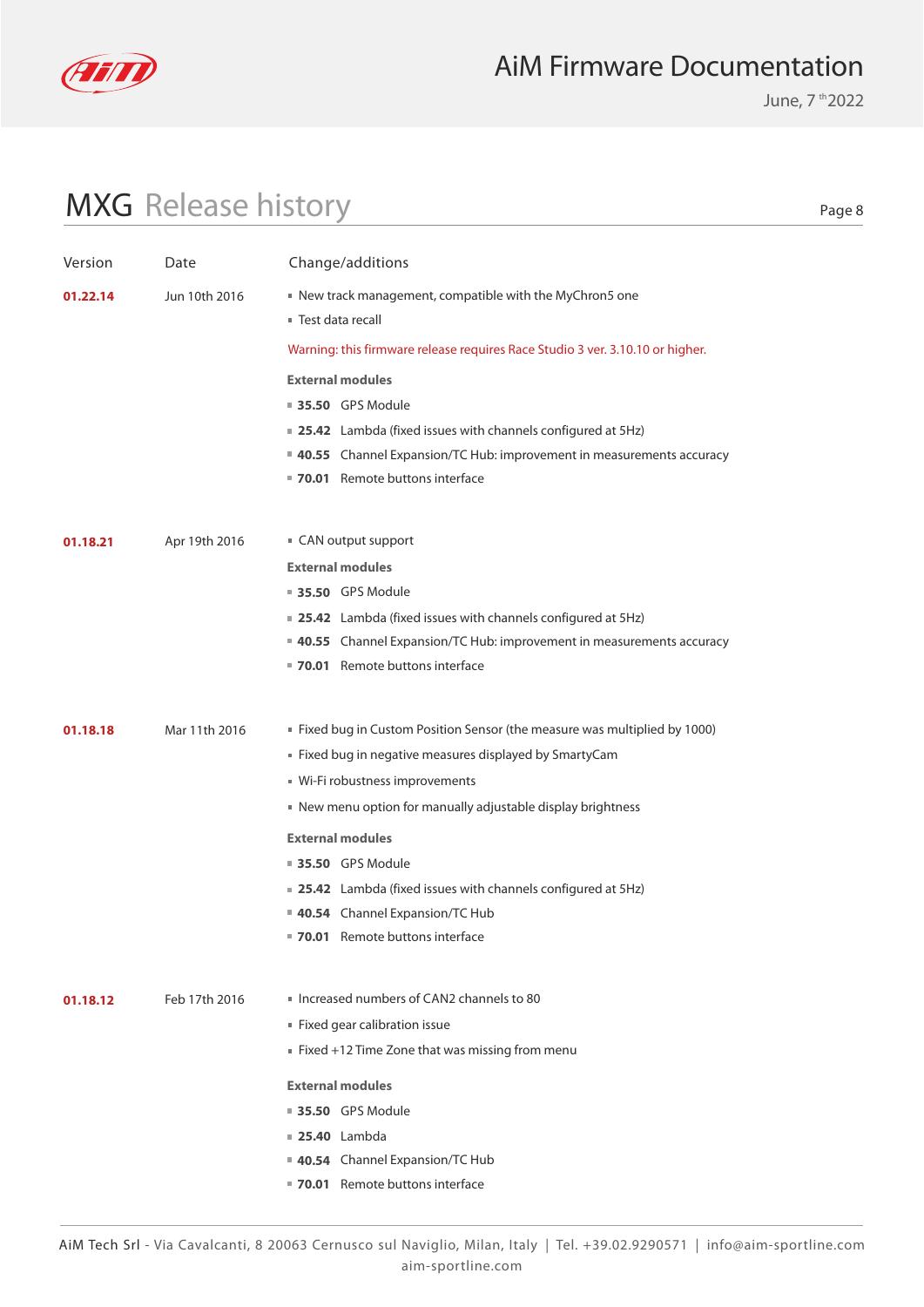# MXG Release history

| Version | Date | Change/additions |
| --- | --- | --- |
| **01.22.14** | Jun 10th 2016 | ▪ New track management, compatible with the MyChron5 one<br>▪ Test data recall<br>Warning: this firmware release requires Race Studio 3 ver. 3.10.10 or higher.<br>**External modules**<br>▪ **35.50** GPS Module<br>▪ **25.42** Lambda (fixed issues with channels configured at 5Hz)<br>▪ **40.55** Channel Expansion/TC Hub: improvement in measurements accuracy<br>▪ **70.01** Remote buttons interface |
| **01.18.21** | Apr 19th 2016 | ▪ CAN output support<br>**External modules**<br>▪ **35.50** GPS Module<br>▪ **25.42** Lambda (fixed issues with channels configured at 5Hz)<br>▪ **40.55** Channel Expansion/TC Hub: improvement in measurements accuracy<br>▪ **70.01** Remote buttons interface |
| **01.18.18** | Mar 11th 2016 | ▪ Fixed bug in Custom Position Sensor (the measure was multiplied by 1000)<br>▪ Fixed bug in negative measures displayed by SmartyCam<br>▪ Wi-Fi robustness improvements<br>▪ New menu option for manually adjustable display brightness<br>**External modules**<br>▪ **35.50** GPS Module<br>▪ **25.42** Lambda (fixed issues with channels configured at 5Hz)<br>▪ **40.54** Channel Expansion/TC Hub<br>▪ **70.01** Remote buttons interface |
| **01.18.12** | Feb 17th 2016 | ▪ Increased numbers of CAN2 channels to 80<br>▪ Fixed gear calibration issue<br>▪ Fixed +12 Time Zone that was missing from menu<br>**External modules**<br>▪ **35.50** GPS Module<br>▪ **25.40** Lambda<br>▪ **40.54** Channel Expansion/TC Hub<br>▪ **70.01** Remote buttons interface |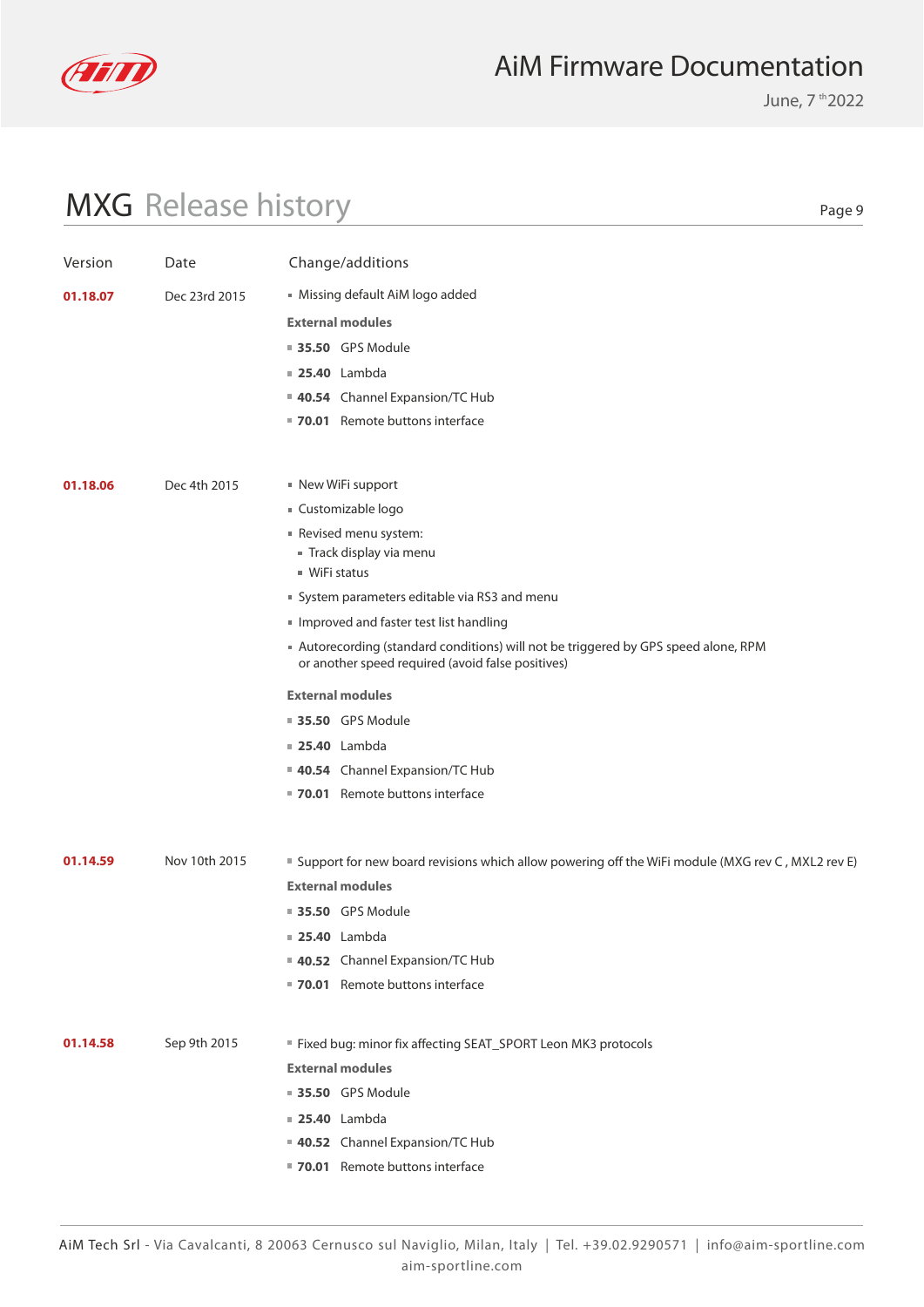# MXG Release history

| Version | Date | Change/additions |
|---|---|---|
| **01.18.07** | Dec 23rd 2015 | ▪ Missing default AiM logo added<br>**External modules**<br>▪ **35.50** GPS Module<br>▪ **25.40** Lambda<br>▪ **40.54** Channel Expansion/TC Hub<br>▪ **70.01** Remote buttons interface |
| **01.18.06** | Dec 4th 2015 | ▪ New WiFi support<br>▪ Customizable logo<br>▪ Revised menu system:<br>  ▪ Track display via menu<br>  ▪ WiFi status<br>▪ System parameters editable via RS3 and menu<br>▪ Improved and faster test list handling<br>▪ Autorecording (standard conditions) will not be triggered by GPS speed alone, RPM or another speed required (avoid false positives)<br>**External modules**<br>▪ **35.50** GPS Module<br>▪ **25.40** Lambda<br>▪ **40.54** Channel Expansion/TC Hub<br>▪ **70.01** Remote buttons interface |
| **01.14.59** | Nov 10th 2015 | ▪ Support for new board revisions which allow powering off the WiFi module (MXG rev C , MXL2 rev E)<br>**External modules**<br>▪ **35.50** GPS Module<br>▪ **25.40** Lambda<br>▪ **40.52** Channel Expansion/TC Hub<br>▪ **70.01** Remote buttons interface |
| **01.14.58** | Sep 9th 2015 | ▪ Fixed bug: minor fix affecting SEAT_SPORT Leon MK3 protocols<br>**External modules**<br>▪ **35.50** GPS Module<br>▪ **25.40** Lambda<br>▪ **40.52** Channel Expansion/TC Hub<br>▪ **70.01** Remote buttons interface |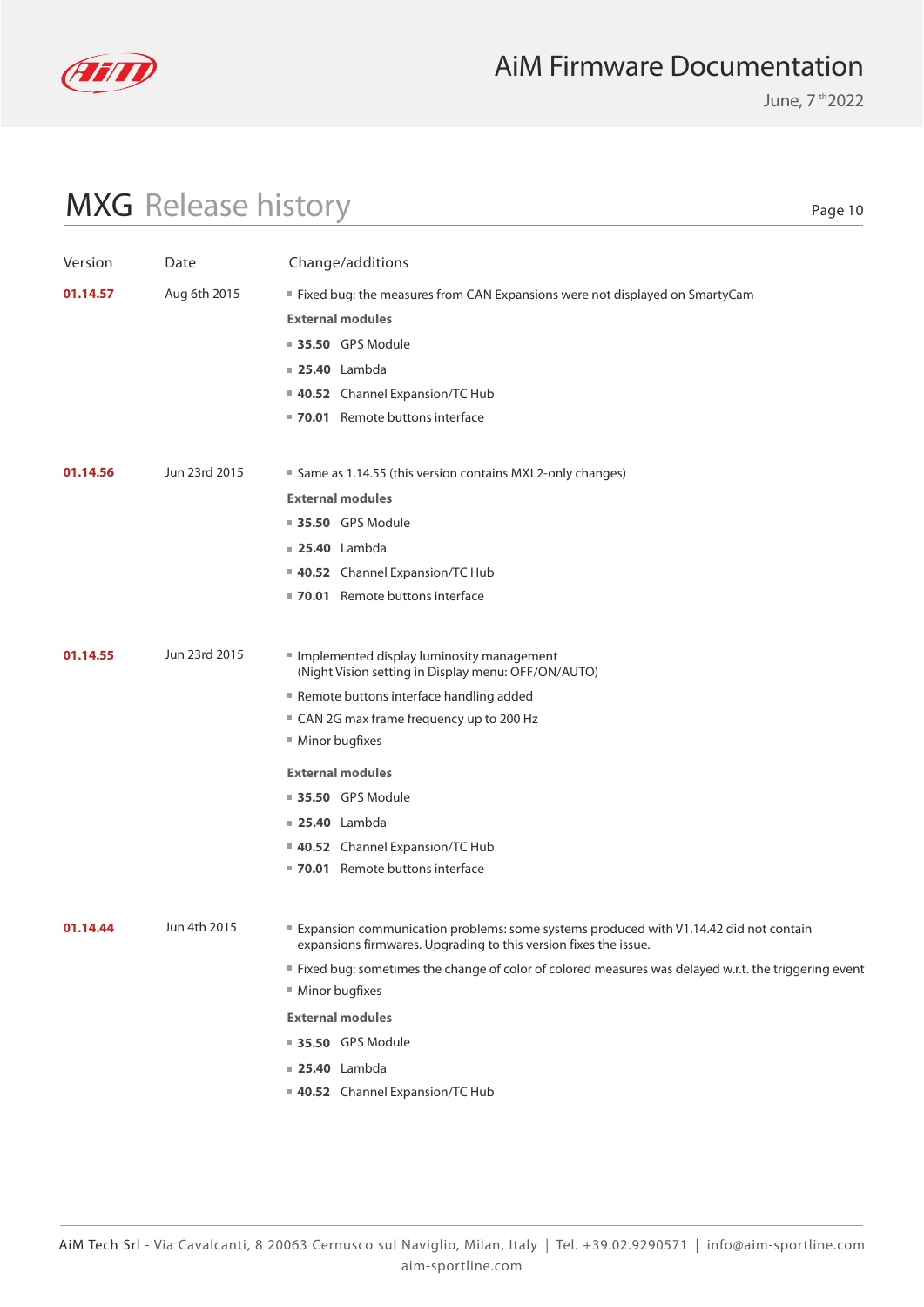# MXG Release history

| Version | Date | Change/additions |
|---|---|---|
| **01.14.57** | Aug 6th 2015 | ▪ Fixed bug: the measures from CAN Expansions were not displayed on SmartyCam<br>**External modules**<br>▪ **35.50** GPS Module<br>▪ **25.40** Lambda<br>▪ **40.52** Channel Expansion/TC Hub<br>▪ **70.01** Remote buttons interface |
| **01.14.56** | Jun 23rd 2015 | ▪ Same as 1.14.55 (this version contains MXL2-only changes)<br>**External modules**<br>▪ **35.50** GPS Module<br>▪ **25.40** Lambda<br>▪ **40.52** Channel Expansion/TC Hub<br>▪ **70.01** Remote buttons interface |
| **01.14.55** | Jun 23rd 2015 | ▪ Implemented display luminosity management (Night Vision setting in Display menu: OFF/ON/AUTO)<br>▪ Remote buttons interface handling added<br>▪ CAN 2G max frame frequency up to 200 Hz<br>▪ Minor bugfixes<br>**External modules**<br>▪ **35.50** GPS Module<br>▪ **25.40** Lambda<br>▪ **40.52** Channel Expansion/TC Hub<br>▪ **70.01** Remote buttons interface |
| **01.14.44** | Jun 4th 2015 | ▪ Expansion communication problems: some systems produced with V1.14.42 did not contain expansions firmwares. Upgrading to this version fixes the issue.<br>▪ Fixed bug: sometimes the change of color of colored measures was delayed w.r.t. the triggering event<br>▪ Minor bugfixes<br>**External modules**<br>▪ **35.50** GPS Module<br>▪ **25.40** Lambda<br>▪ **40.52** Channel Expansion/TC Hub |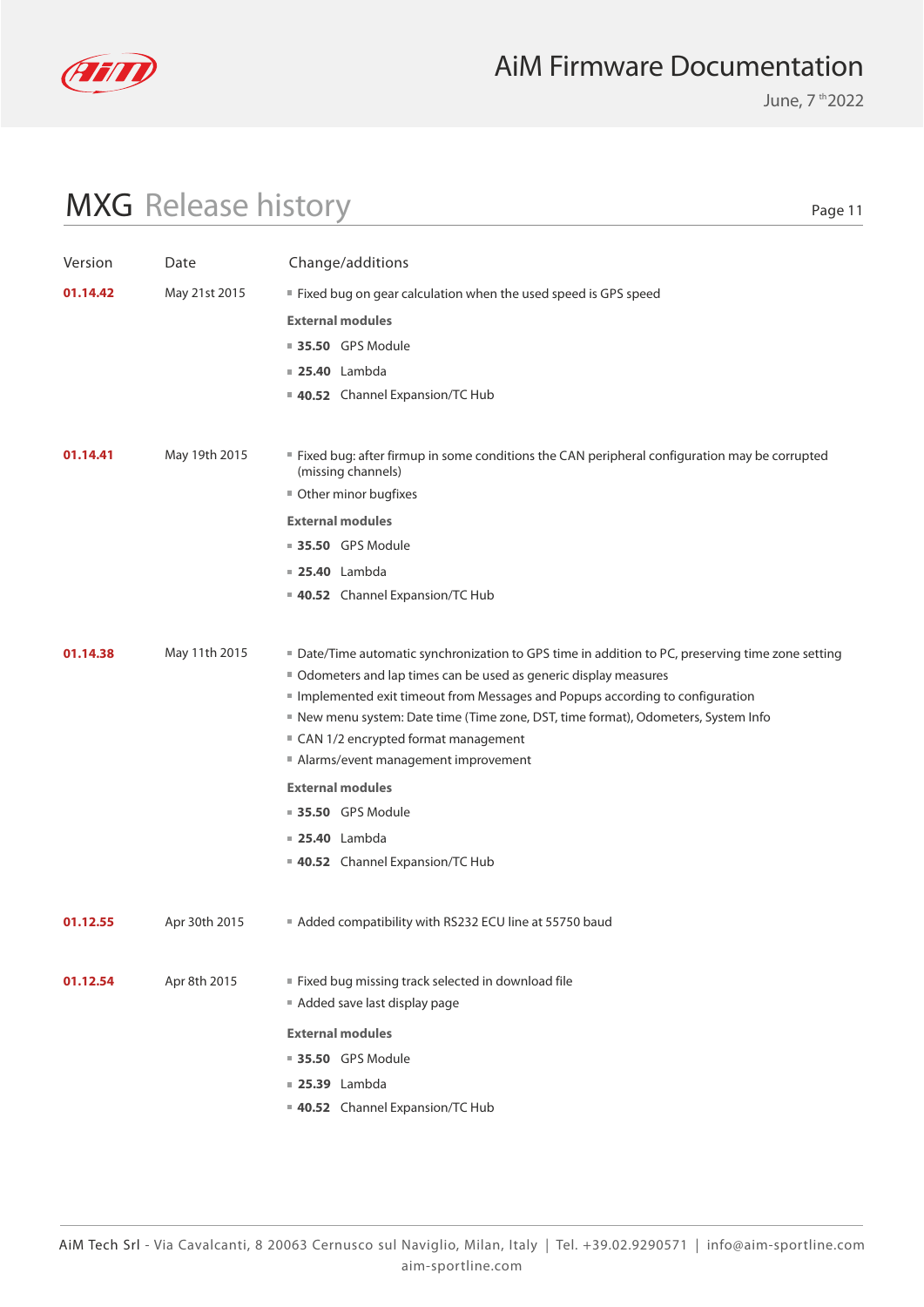# MXG Release history

| Version | Date | Change/additions |
|---|---|---|
| **01.14.42** | May 21st 2015 | Fixed bug on gear calculation when the used speed is GPS speed<br>**External modules**<br>**35.50** GPS Module<br>**25.40** Lambda<br>**40.52** Channel Expansion/TC Hub |
| **01.14.41** | May 19th 2015 | Fixed bug: after firmup in some conditions the CAN peripheral configuration may be corrupted (missing channels)<br>Other minor bugfixes<br>**External modules**<br>**35.50** GPS Module<br>**25.40** Lambda<br>**40.52** Channel Expansion/TC Hub |
| **01.14.38** | May 11th 2015 | Date/Time automatic synchronization to GPS time in addition to PC, preserving time zone setting<br>Odometers and lap times can be used as generic display measures<br>Implemented exit timeout from Messages and Popups according to configuration<br>New menu system: Date time (Time zone, DST, time format), Odometers, System Info<br>CAN 1/2 encrypted format management<br>Alarms/event management improvement<br>**External modules**<br>**35.50** GPS Module<br>**25.40** Lambda<br>**40.52** Channel Expansion/TC Hub |
| **01.12.55** | Apr 30th 2015 | Added compatibility with RS232 ECU line at 55750 baud |
| **01.12.54** | Apr 8th 2015 | Fixed bug missing track selected in download file<br>Added save last display page<br>**External modules**<br>**35.50** GPS Module<br>**25.39** Lambda<br>**40.52** Channel Expansion/TC Hub |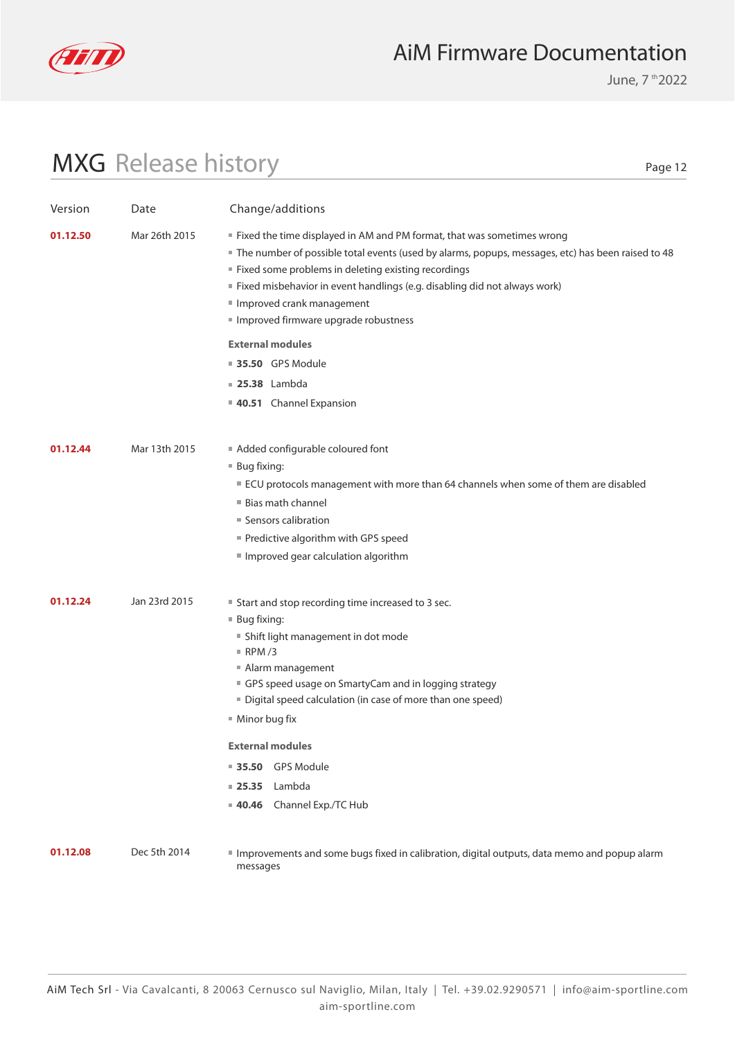## MXG Release history

| Version | Date | Change/additions |
|---|---|---|
| **01.12.50** | Mar 26th 2015 | ▪ Fixed the time displayed in AM and PM format, that was sometimes wrong<br>▪ The number of possible total events (used by alarms, popups, messages, etc) has been raised to 48<br>▪ Fixed some problems in deleting existing recordings<br>▪ Fixed misbehavior in event handlings (e.g. disabling did not always work)<br>▪ Improved crank management<br>▪ Improved firmware upgrade robustness<br>**External modules**<br>▪ **35.50** GPS Module<br>▪ **25.38** Lambda<br>▪ **40.51** Channel Expansion |
| **01.12.44** | Mar 13th 2015 | ▪ Added configurable coloured font<br>▪ Bug fixing:<br>&nbsp;&nbsp;▪ ECU protocols management with more than 64 channels when some of them are disabled<br>&nbsp;&nbsp;▪ Bias math channel<br>&nbsp;&nbsp;▪ Sensors calibration<br>&nbsp;&nbsp;▪ Predictive algorithm with GPS speed<br>&nbsp;&nbsp;▪ Improved gear calculation algorithm |
| **01.12.24** | Jan 23rd 2015 | ▪ Start and stop recording time increased to 3 sec.<br>▪ Bug fixing:<br>&nbsp;&nbsp;▪ Shift light management in dot mode<br>&nbsp;&nbsp;▪ RPM /3<br>&nbsp;&nbsp;▪ Alarm management<br>&nbsp;&nbsp;▪ GPS speed usage on SmartyCam and in logging strategy<br>&nbsp;&nbsp;▪ Digital speed calculation (in case of more than one speed)<br>▪ Minor bug fix<br>**External modules**<br>▪ **35.50** GPS Module<br>▪ **25.35** Lambda<br>▪ **40.46** Channel Exp./TC Hub |
| **01.12.08** | Dec 5th 2014 | ▪ Improvements and some bugs fixed in calibration, digital outputs, data memo and popup alarm messages |